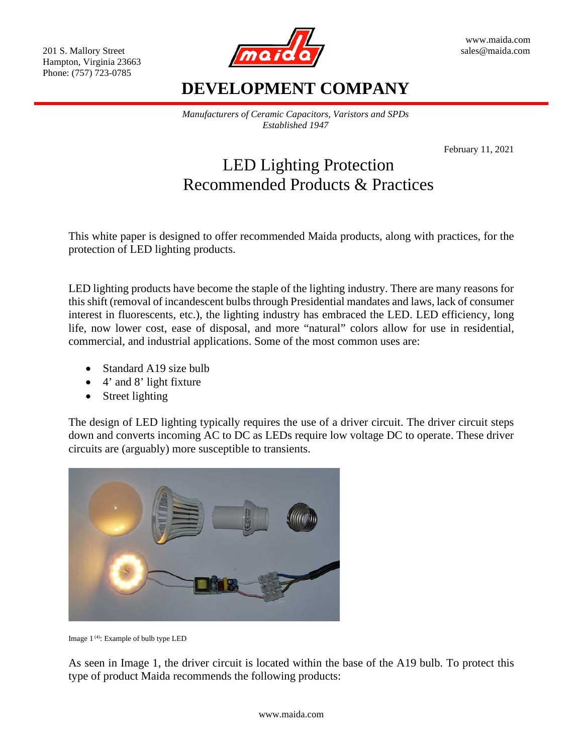201 S. Mallory Street
Hampton, Virginia 23663
Phone: (757) 723-0785

www.maida.com
sales@maida.com

# DEVELOPMENT COMPANY

*Manufacturers of Ceramic Capacitors, Varistors and SPDs*
*Established 1947*

February 11, 2021

# LED Lighting Protection
# Recommended Products & Practices

This white paper is designed to offer recommended Maida products, along with practices, for the protection of LED lighting products.

LED lighting products have become the staple of the lighting industry. There are many reasons for this shift (removal of incandescent bulbs through Presidential mandates and laws, lack of consumer interest in fluorescents, etc.), the lighting industry has embraced the LED. LED efficiency, long life, now lower cost, ease of disposal, and more "natural" colors allow for use in residential, commercial, and industrial applications. Some of the most common uses are:

- Standard A19 size bulb
- 4' and 8' light fixture
- Street lighting

The design of LED lighting typically requires the use of a driver circuit. The driver circuit steps down and converts incoming AC to DC as LEDs require low voltage DC to operate. These driver circuits are (arguably) more susceptible to transients.

Image 1 [4]: Example of bulb type LED

As seen in Image 1, the driver circuit is located within the base of the A19 bulb. To protect this type of product Maida recommends the following products: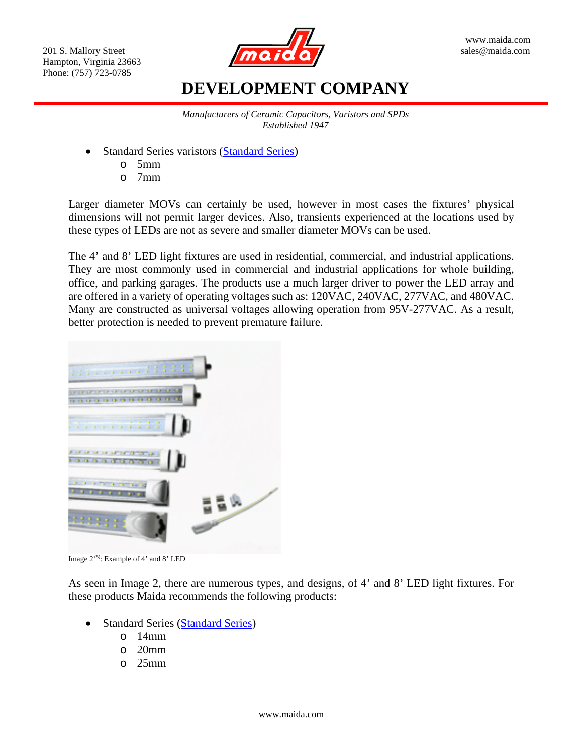- Standard Series varistors ([Standard Series](Standard Series))
  - 5mm
  - 7mm

Larger diameter MOVs can certainly be used, however in most cases the fixtures' physical dimensions will not permit larger devices. Also, transients experienced at the locations used by these types of LEDs are not as severe and smaller diameter MOVs can be used.

The 4' and 8' LED light fixtures are used in residential, commercial, and industrial applications. They are most commonly used in commercial and industrial applications for whole building, office, and parking garages. The products use a much larger driver to power the LED array and are offered in a variety of operating voltages such as: 120VAC, 240VAC, 277VAC, and 480VAC. Many are constructed as universal voltages allowing operation from 95V-277VAC. As a result, better protection is needed to prevent premature failure.

Image 2 [5]: Example of 4' and 8' LED

As seen in Image 2, there are numerous types, and designs, of 4' and 8' LED light fixtures. For these products Maida recommends the following products:

- Standard Series ([Standard Series](Standard Series))
  - 14mm
  - 20mm
  - 25mm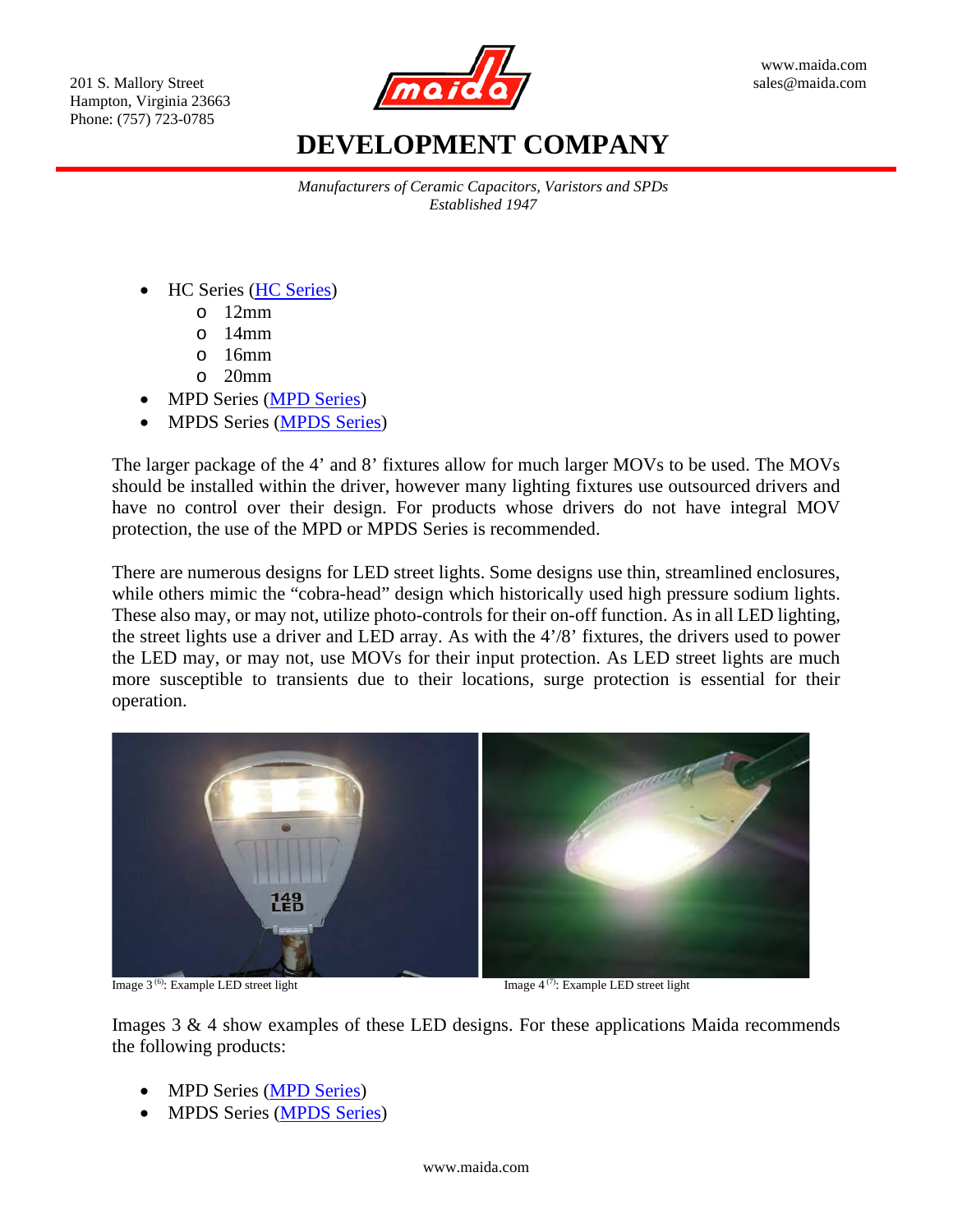- HC Series (HC Series)
    - 12mm
    - 14mm
    - 16mm
    - 20mm
- MPD Series (MPD Series)
- MPDS Series (MPDS Series)

The larger package of the 4' and 8' fixtures allow for much larger MOVs to be used. The MOVs should be installed within the driver, however many lighting fixtures use outsourced drivers and have no control over their design. For products whose drivers do not have integral MOV protection, the use of the MPD or MPDS Series is recommended.

There are numerous designs for LED street lights. Some designs use thin, streamlined enclosures, while others mimic the "cobra-head" design which historically used high pressure sodium lights. These also may, or may not, utilize photo-controls for their on-off function. As in all LED lighting, the street lights use a driver and LED array. As with the 4'/8' fixtures, the drivers used to power the LED may, or may not, use MOVs for their input protection. As LED street lights are much more susceptible to transients due to their locations, surge protection is essential for their operation.

Image 3 [6]: Example LED street light

Image 4 [7]: Example LED street light

Images 3 & 4 show examples of these LED designs. For these applications Maida recommends the following products:

- MPD Series (MPD Series)
- MPDS Series (MPDS Series)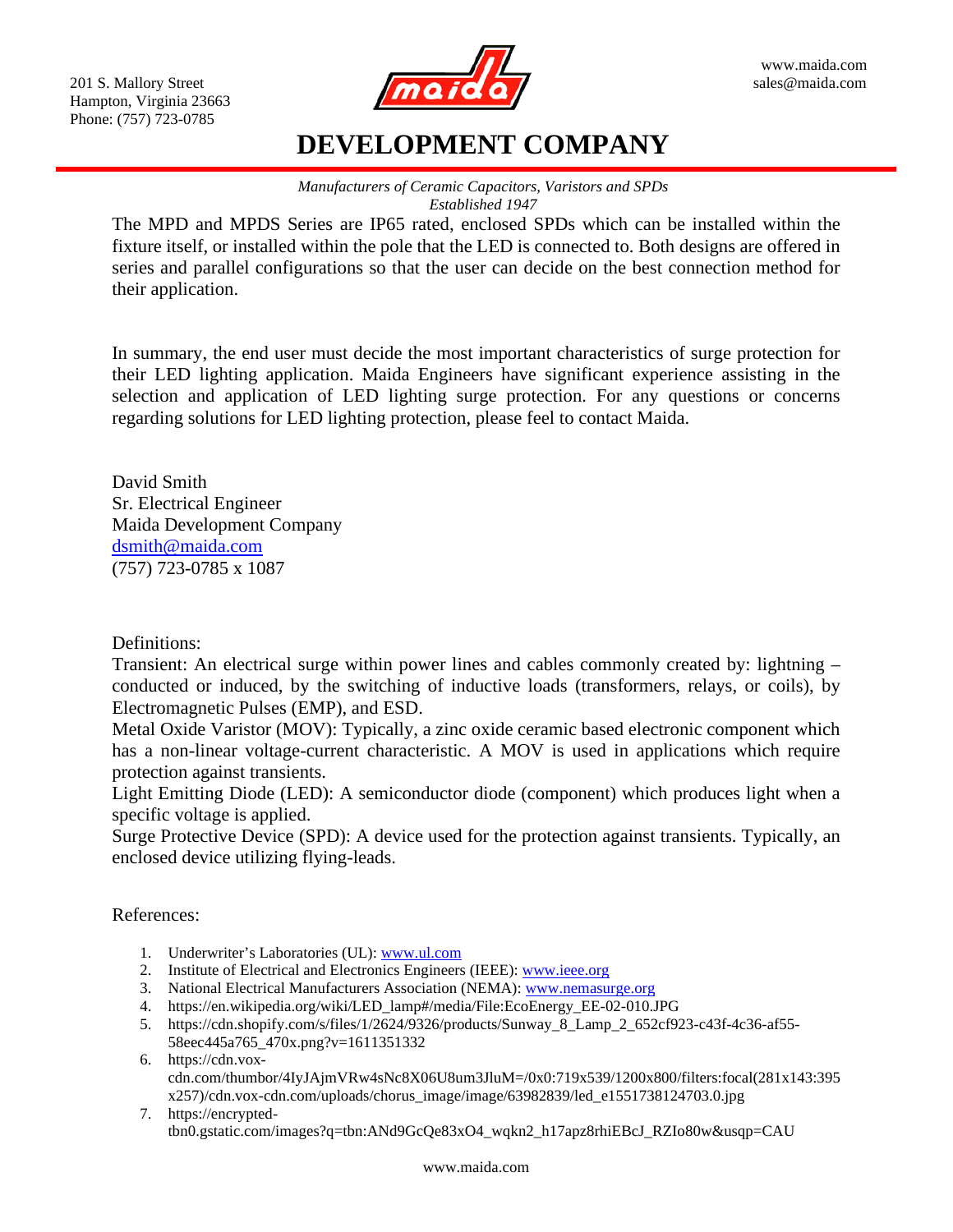The MPD and MPDS Series are IP65 rated, enclosed SPDs which can be installed within the fixture itself, or installed within the pole that the LED is connected to. Both designs are offered in series and parallel configurations so that the user can decide on the best connection method for their application.

In summary, the end user must decide the most important characteristics of surge protection for their LED lighting application. Maida Engineers have significant experience assisting in the selection and application of LED lighting surge protection. For any questions or concerns regarding solutions for LED lighting protection, please feel to contact Maida.

David Smith
Sr. Electrical Engineer
Maida Development Company
[dsmith@maida.com](mailto:dsmith@maida.com)
(757) 723-0785 x 1087

Definitions:

Transient: An electrical surge within power lines and cables commonly created by: lightning – conducted or induced, by the switching of inductive loads (transformers, relays, or coils), by Electromagnetic Pulses (EMP), and ESD.

Metal Oxide Varistor (MOV): Typically, a zinc oxide ceramic based electronic component which has a non-linear voltage-current characteristic. A MOV is used in applications which require protection against transients.

Light Emitting Diode (LED): A semiconductor diode (component) which produces light when a specific voltage is applied.

Surge Protective Device (SPD): A device used for the protection against transients. Typically, an enclosed device utilizing flying-leads.

References:

1. Underwriter's Laboratories (UL): [www.ul.com](http://www.ul.com)
2. Institute of Electrical and Electronics Engineers (IEEE): [www.ieee.org](http://www.ieee.org)
3. National Electrical Manufacturers Association (NEMA): [www.nemasurge.org](http://www.nemasurge.org)
4. https://en.wikipedia.org/wiki/LED_lamp#/media/File:EcoEnergy_EE-02-010.JPG
5. https://cdn.shopify.com/s/files/1/2624/9326/products/Sunway_8_Lamp_2_652cf923-c43f-4c36-af55-58eec445a765_470x.png?v=1611351332
6. https://cdn.vox-cdn.com/thumbor/4IyJAjmVRw4sNc8X06U8um3JluM=/0x0:719x539/1200x800/filters:focal(281x143:395x257)/cdn.vox-cdn.com/uploads/chorus_image/image/63982839/led_e1551738124703.0.jpg
7. https://encrypted-tbn0.gstatic.com/images?q=tbn:ANd9GcQe83xO4_wqkn2_h17apz8rhiEBcJ_RZIo80w&usqp=CAU